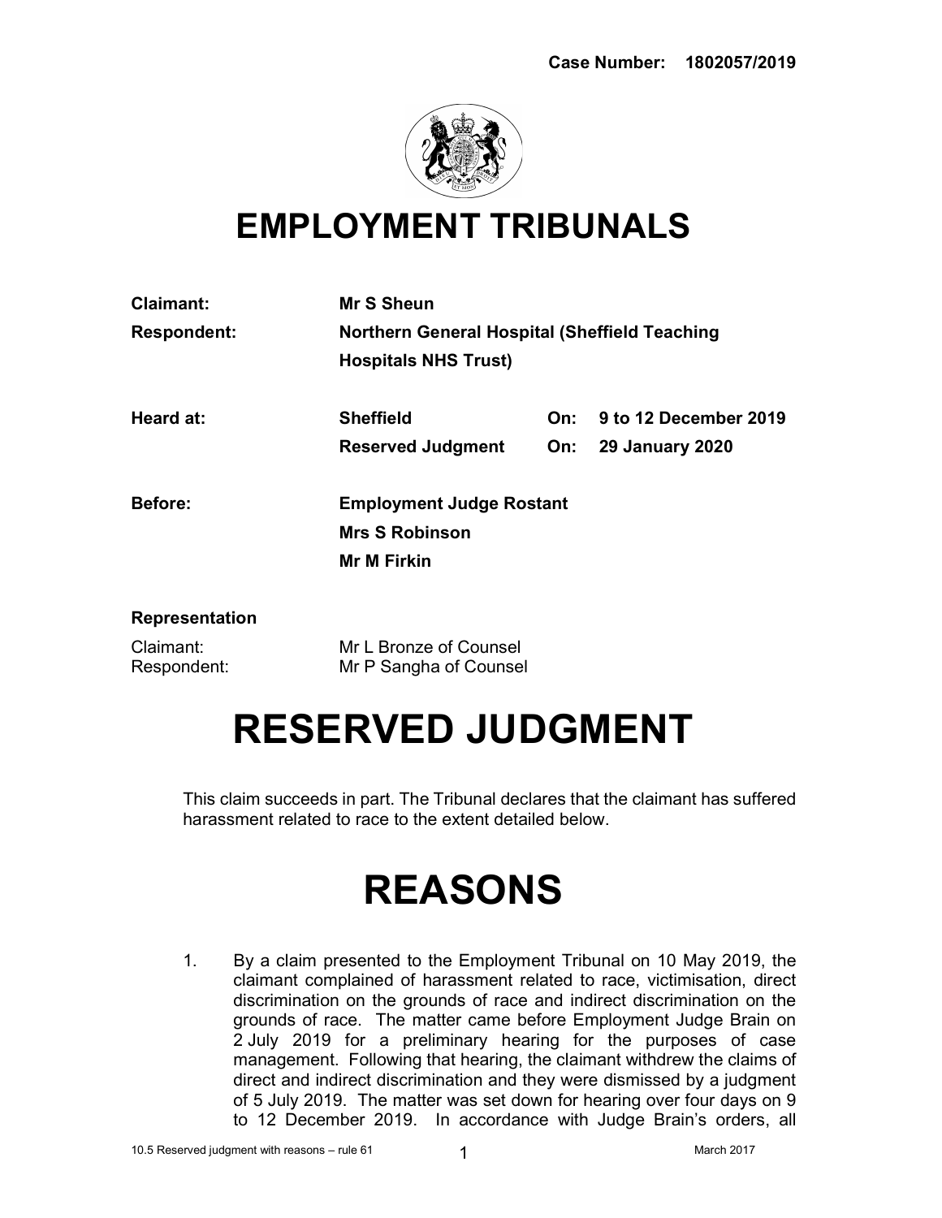**Case Number: 1802057/2019**

# EMPLOYMENT TRIBUNALS

| | | | |
|---|---|---|---|
| **Claimant:** | **Mr S Sheun** | | |
| **Respondent:** | **Northern General Hospital (Sheffield Teaching Hospitals NHS Trust)** | | |
| **Heard at:** | **Sheffield** | **On:** | **9 to 12 December 2019** |
| | **Reserved Judgment** | **On:** | **29 January 2020** |
| **Before:** | **Employment Judge Rostant** | | |
| | **Mrs S Robinson** | | |
| | **Mr M Firkin** | | |

**Representation**

Claimant: Mr L Bronze of Counsel
Respondent: Mr P Sangha of Counsel

# RESERVED JUDGMENT

This claim succeeds in part. The Tribunal declares that the claimant has suffered harassment related to race to the extent detailed below.

# REASONS

1. By a claim presented to the Employment Tribunal on 10 May 2019, the claimant complained of harassment related to race, victimisation, direct discrimination on the grounds of race and indirect discrimination on the grounds of race. The matter came before Employment Judge Brain on 2 July 2019 for a preliminary hearing for the purposes of case management. Following that hearing, the claimant withdrew the claims of direct and indirect discrimination and they were dismissed by a judgment of 5 July 2019. The matter was set down for hearing over four days on 9 to 12 December 2019. In accordance with Judge Brain's orders, all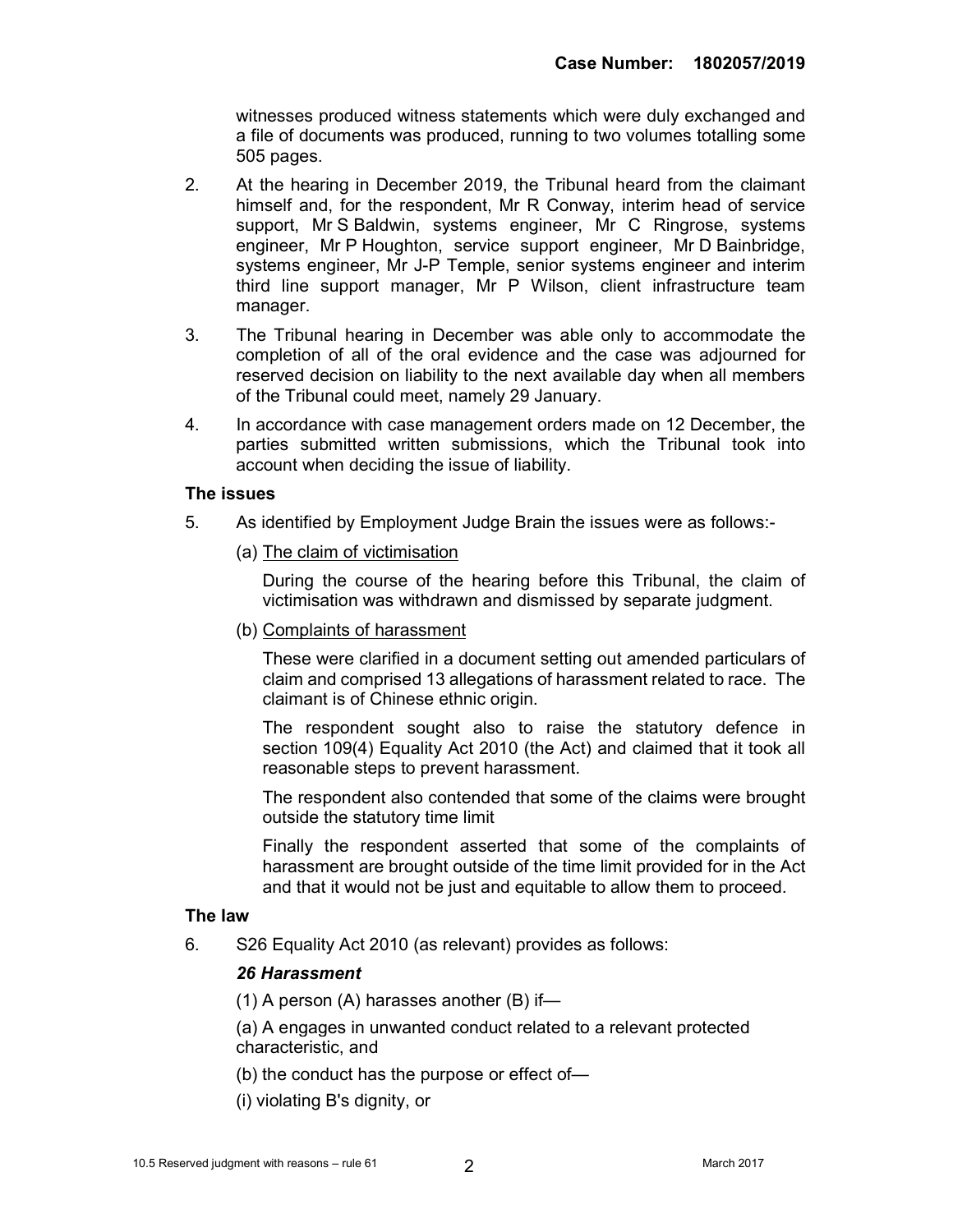witnesses produced witness statements which were duly exchanged and a file of documents was produced, running to two volumes totalling some 505 pages.

2. At the hearing in December 2019, the Tribunal heard from the claimant himself and, for the respondent, Mr R Conway, interim head of service support, Mr S Baldwin, systems engineer, Mr C Ringrose, systems engineer, Mr P Houghton, service support engineer, Mr D Bainbridge, systems engineer, Mr J-P Temple, senior systems engineer and interim third line support manager, Mr P Wilson, client infrastructure team manager.

3. The Tribunal hearing in December was able only to accommodate the completion of all of the oral evidence and the case was adjourned for reserved decision on liability to the next available day when all members of the Tribunal could meet, namely 29 January.

4. In accordance with case management orders made on 12 December, the parties submitted written submissions, which the Tribunal took into account when deciding the issue of liability.

### The issues

5. As identified by Employment Judge Brain the issues were as follows:-

   (a) The claim of victimisation

   During the course of the hearing before this Tribunal, the claim of victimisation was withdrawn and dismissed by separate judgment.

   (b) Complaints of harassment

   These were clarified in a document setting out amended particulars of claim and comprised 13 allegations of harassment related to race. The claimant is of Chinese ethnic origin.

   The respondent sought also to raise the statutory defence in section 109(4) Equality Act 2010 (the Act) and claimed that it took all reasonable steps to prevent harassment.

   The respondent also contended that some of the claims were brought outside the statutory time limit

   Finally the respondent asserted that some of the complaints of harassment are brought outside of the time limit provided for in the Act and that it would not be just and equitable to allow them to proceed.

### The law

6. S26 Equality Act 2010 (as relevant) provides as follows:

   ***26 Harassment***

   (1) A person (A) harasses another (B) if—

   (a) A engages in unwanted conduct related to a relevant protected characteristic, and

   (b) the conduct has the purpose or effect of—

   (i) violating B's dignity, or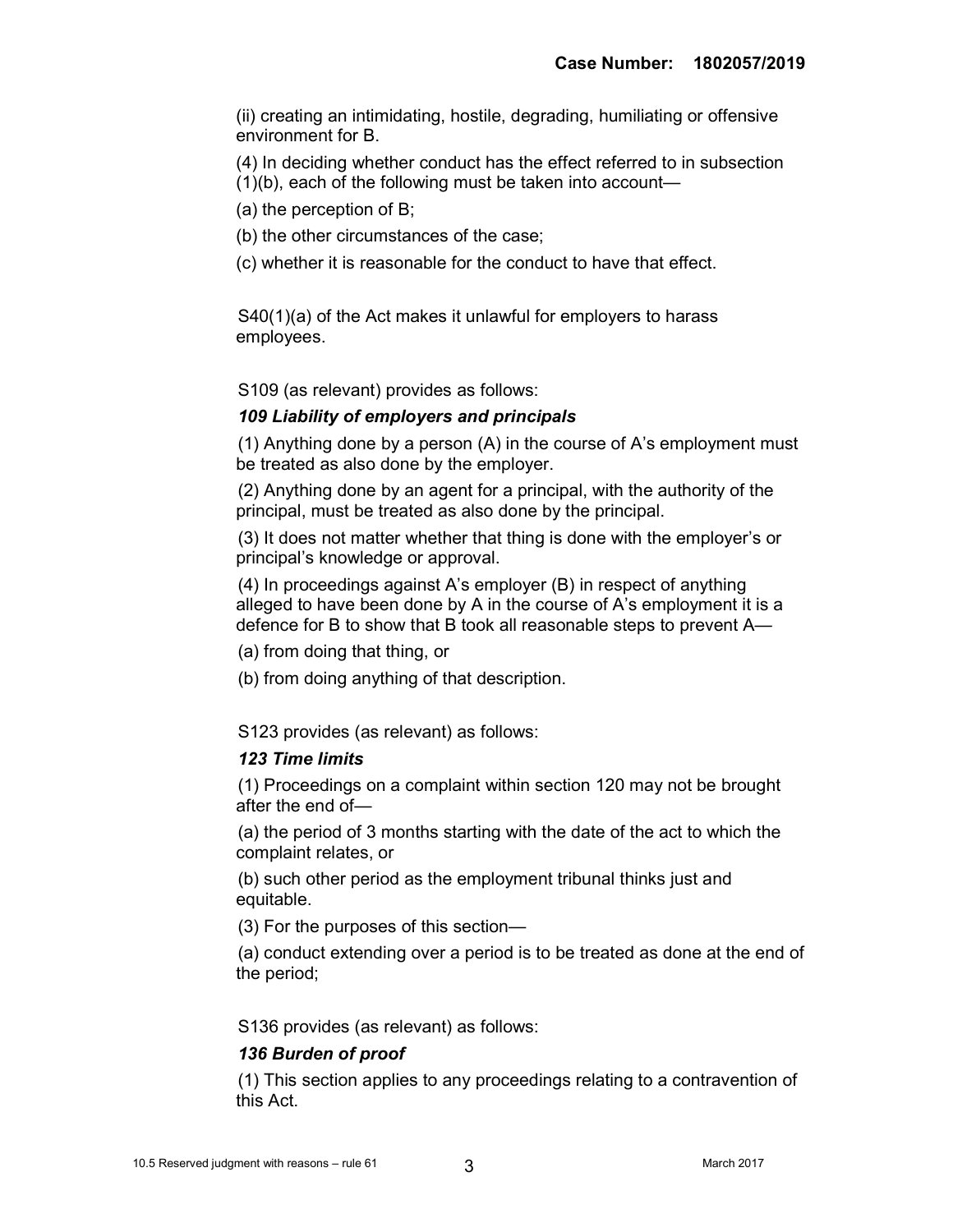(ii) creating an intimidating, hostile, degrading, humiliating or offensive environment for B.

(4) In deciding whether conduct has the effect referred to in subsection (1)(b), each of the following must be taken into account—

(a) the perception of B;

(b) the other circumstances of the case;

(c) whether it is reasonable for the conduct to have that effect.

S40(1)(a) of the Act makes it unlawful for employers to harass employees.

S109 (as relevant) provides as follows:

***109 Liability of employers and principals***

(1) Anything done by a person (A) in the course of A's employment must be treated as also done by the employer.

(2) Anything done by an agent for a principal, with the authority of the principal, must be treated as also done by the principal.

(3) It does not matter whether that thing is done with the employer's or principal's knowledge or approval.

(4) In proceedings against A's employer (B) in respect of anything alleged to have been done by A in the course of A's employment it is a defence for B to show that B took all reasonable steps to prevent A—

(a) from doing that thing, or

(b) from doing anything of that description.

S123 provides (as relevant) as follows:

***123 Time limits***

(1) Proceedings on a complaint within section 120 may not be brought after the end of—

(a) the period of 3 months starting with the date of the act to which the complaint relates, or

(b) such other period as the employment tribunal thinks just and equitable.

(3) For the purposes of this section—

(a) conduct extending over a period is to be treated as done at the end of the period;

S136 provides (as relevant) as follows:

***136 Burden of proof***

(1) This section applies to any proceedings relating to a contravention of this Act.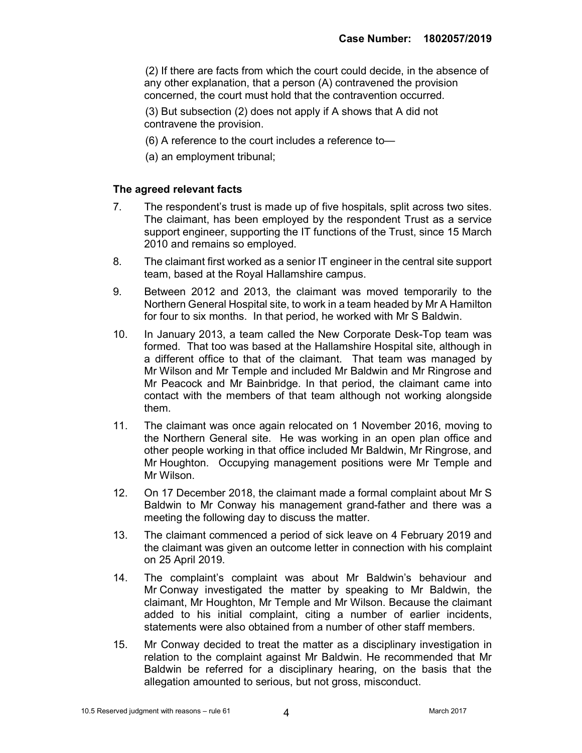(2) If there are facts from which the court could decide, in the absence of any other explanation, that a person (A) contravened the provision concerned, the court must hold that the contravention occurred.

(3) But subsection (2) does not apply if A shows that A did not contravene the provision.

(6) A reference to the court includes a reference to—

(a) an employment tribunal;

### The agreed relevant facts

7. The respondent's trust is made up of five hospitals, split across two sites. The claimant, has been employed by the respondent Trust as a service support engineer, supporting the IT functions of the Trust, since 15 March 2010 and remains so employed.

8. The claimant first worked as a senior IT engineer in the central site support team, based at the Royal Hallamshire campus.

9. Between 2012 and 2013, the claimant was moved temporarily to the Northern General Hospital site, to work in a team headed by Mr A Hamilton for four to six months. In that period, he worked with Mr S Baldwin.

10. In January 2013, a team called the New Corporate Desk-Top team was formed. That too was based at the Hallamshire Hospital site, although in a different office to that of the claimant. That team was managed by Mr Wilson and Mr Temple and included Mr Baldwin and Mr Ringrose and Mr Peacock and Mr Bainbridge. In that period, the claimant came into contact with the members of that team although not working alongside them.

11. The claimant was once again relocated on 1 November 2016, moving to the Northern General site. He was working in an open plan office and other people working in that office included Mr Baldwin, Mr Ringrose, and Mr Houghton. Occupying management positions were Mr Temple and Mr Wilson.

12. On 17 December 2018, the claimant made a formal complaint about Mr S Baldwin to Mr Conway his management grand-father and there was a meeting the following day to discuss the matter.

13. The claimant commenced a period of sick leave on 4 February 2019 and the claimant was given an outcome letter in connection with his complaint on 25 April 2019.

14. The complaint's complaint was about Mr Baldwin's behaviour and Mr Conway investigated the matter by speaking to Mr Baldwin, the claimant, Mr Houghton, Mr Temple and Mr Wilson. Because the claimant added to his initial complaint, citing a number of earlier incidents, statements were also obtained from a number of other staff members.

15. Mr Conway decided to treat the matter as a disciplinary investigation in relation to the complaint against Mr Baldwin. He recommended that Mr Baldwin be referred for a disciplinary hearing, on the basis that the allegation amounted to serious, but not gross, misconduct.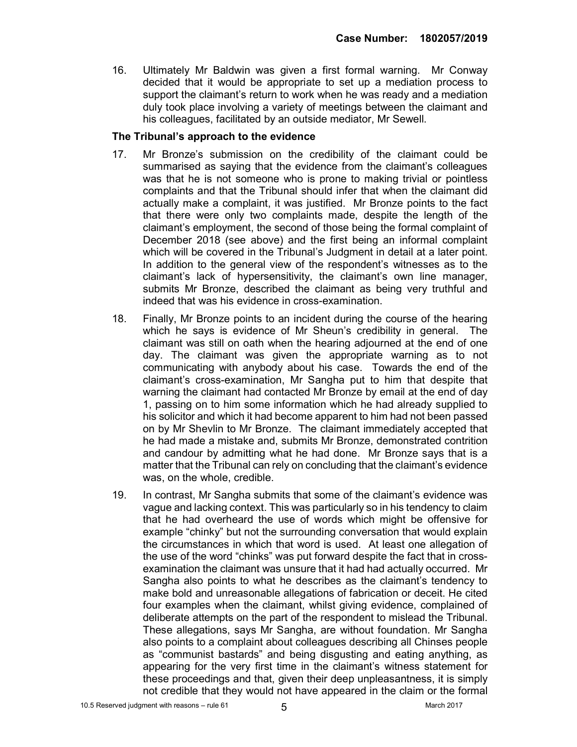16. Ultimately Mr Baldwin was given a first formal warning. Mr Conway decided that it would be appropriate to set up a mediation process to support the claimant's return to work when he was ready and a mediation duly took place involving a variety of meetings between the claimant and his colleagues, facilitated by an outside mediator, Mr Sewell.

### The Tribunal's approach to the evidence

17. Mr Bronze's submission on the credibility of the claimant could be summarised as saying that the evidence from the claimant's colleagues was that he is not someone who is prone to making trivial or pointless complaints and that the Tribunal should infer that when the claimant did actually make a complaint, it was justified. Mr Bronze points to the fact that there were only two complaints made, despite the length of the claimant's employment, the second of those being the formal complaint of December 2018 (see above) and the first being an informal complaint which will be covered in the Tribunal's Judgment in detail at a later point. In addition to the general view of the respondent's witnesses as to the claimant's lack of hypersensitivity, the claimant's own line manager, submits Mr Bronze, described the claimant as being very truthful and indeed that was his evidence in cross-examination.

18. Finally, Mr Bronze points to an incident during the course of the hearing which he says is evidence of Mr Sheun's credibility in general. The claimant was still on oath when the hearing adjourned at the end of one day. The claimant was given the appropriate warning as to not communicating with anybody about his case. Towards the end of the claimant's cross-examination, Mr Sangha put to him that despite that warning the claimant had contacted Mr Bronze by email at the end of day 1, passing on to him some information which he had already supplied to his solicitor and which it had become apparent to him had not been passed on by Mr Shevlin to Mr Bronze. The claimant immediately accepted that he had made a mistake and, submits Mr Bronze, demonstrated contrition and candour by admitting what he had done. Mr Bronze says that is a matter that the Tribunal can rely on concluding that the claimant's evidence was, on the whole, credible.

19. In contrast, Mr Sangha submits that some of the claimant's evidence was vague and lacking context. This was particularly so in his tendency to claim that he had overheard the use of words which might be offensive for example "chinky" but not the surrounding conversation that would explain the circumstances in which that word is used. At least one allegation of the use of the word "chinks" was put forward despite the fact that in cross-examination the claimant was unsure that it had had actually occurred. Mr Sangha also points to what he describes as the claimant's tendency to make bold and unreasonable allegations of fabrication or deceit. He cited four examples when the claimant, whilst giving evidence, complained of deliberate attempts on the part of the respondent to mislead the Tribunal. These allegations, says Mr Sangha, are without foundation. Mr Sangha also points to a complaint about colleagues describing all Chinses people as "communist bastards" and being disgusting and eating anything, as appearing for the very first time in the claimant's witness statement for these proceedings and that, given their deep unpleasantness, it is simply not credible that they would not have appeared in the claim or the formal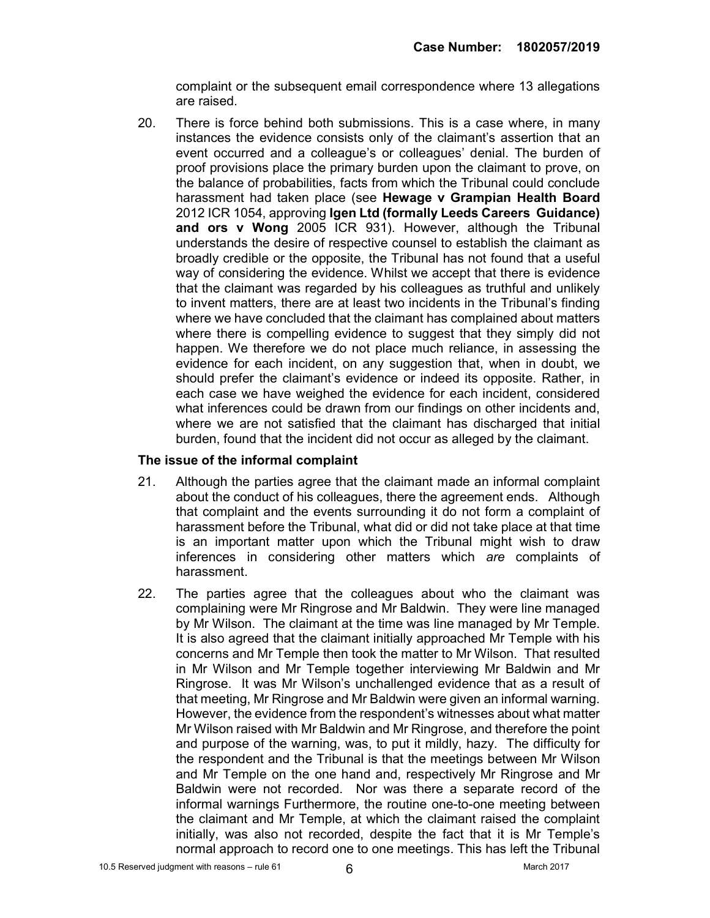complaint or the subsequent email correspondence where 13 allegations are raised.

20. There is force behind both submissions. This is a case where, in many instances the evidence consists only of the claimant's assertion that an event occurred and a colleague's or colleagues' denial. The burden of proof provisions place the primary burden upon the claimant to prove, on the balance of probabilities, facts from which the Tribunal could conclude harassment had taken place (see **Hewage v Grampian Health Board** 2012 ICR 1054, approving **Igen Ltd (formally Leeds Careers Guidance) and ors v Wong** 2005 ICR 931). However, although the Tribunal understands the desire of respective counsel to establish the claimant as broadly credible or the opposite, the Tribunal has not found that a useful way of considering the evidence. Whilst we accept that there is evidence that the claimant was regarded by his colleagues as truthful and unlikely to invent matters, there are at least two incidents in the Tribunal's finding where we have concluded that the claimant has complained about matters where there is compelling evidence to suggest that they simply did not happen. We therefore we do not place much reliance, in assessing the evidence for each incident, on any suggestion that, when in doubt, we should prefer the claimant's evidence or indeed its opposite. Rather, in each case we have weighed the evidence for each incident, considered what inferences could be drawn from our findings on other incidents and, where we are not satisfied that the claimant has discharged that initial burden, found that the incident did not occur as alleged by the claimant.

### The issue of the informal complaint

21. Although the parties agree that the claimant made an informal complaint about the conduct of his colleagues, there the agreement ends. Although that complaint and the events surrounding it do not form a complaint of harassment before the Tribunal, what did or did not take place at that time is an important matter upon which the Tribunal might wish to draw inferences in considering other matters which *are* complaints of harassment.

22. The parties agree that the colleagues about who the claimant was complaining were Mr Ringrose and Mr Baldwin. They were line managed by Mr Wilson. The claimant at the time was line managed by Mr Temple. It is also agreed that the claimant initially approached Mr Temple with his concerns and Mr Temple then took the matter to Mr Wilson. That resulted in Mr Wilson and Mr Temple together interviewing Mr Baldwin and Mr Ringrose. It was Mr Wilson's unchallenged evidence that as a result of that meeting, Mr Ringrose and Mr Baldwin were given an informal warning. However, the evidence from the respondent's witnesses about what matter Mr Wilson raised with Mr Baldwin and Mr Ringrose, and therefore the point and purpose of the warning, was, to put it mildly, hazy. The difficulty for the respondent and the Tribunal is that the meetings between Mr Wilson and Mr Temple on the one hand and, respectively Mr Ringrose and Mr Baldwin were not recorded. Nor was there a separate record of the informal warnings Furthermore, the routine one-to-one meeting between the claimant and Mr Temple, at which the claimant raised the complaint initially, was also not recorded, despite the fact that it is Mr Temple's normal approach to record one to one meetings. This has left the Tribunal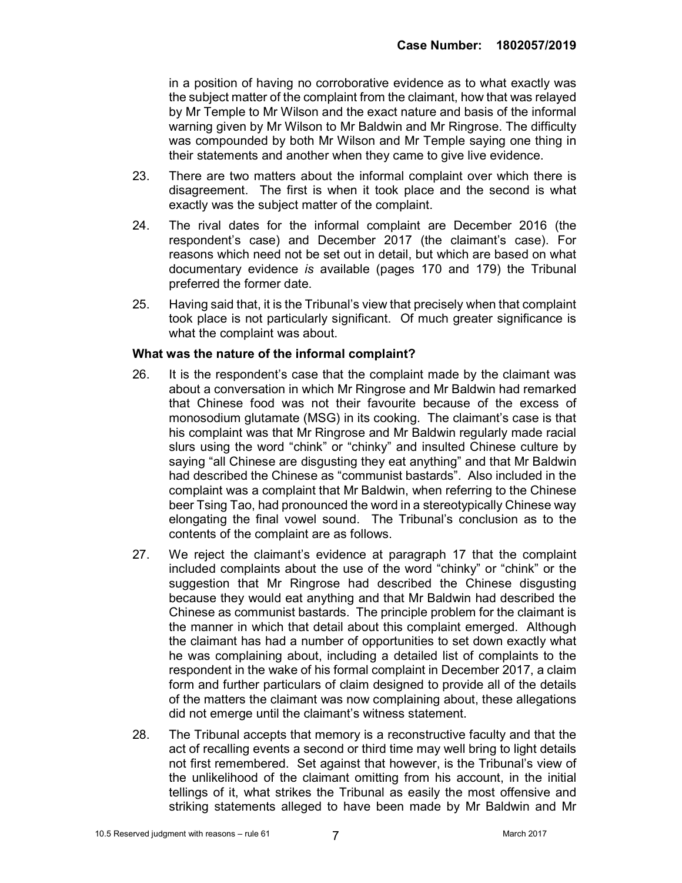in a position of having no corroborative evidence as to what exactly was the subject matter of the complaint from the claimant, how that was relayed by Mr Temple to Mr Wilson and the exact nature and basis of the informal warning given by Mr Wilson to Mr Baldwin and Mr Ringrose. The difficulty was compounded by both Mr Wilson and Mr Temple saying one thing in their statements and another when they came to give live evidence.

23. There are two matters about the informal complaint over which there is disagreement. The first is when it took place and the second is what exactly was the subject matter of the complaint.

24. The rival dates for the informal complaint are December 2016 (the respondent's case) and December 2017 (the claimant's case). For reasons which need not be set out in detail, but which are based on what documentary evidence *is* available (pages 170 and 179) the Tribunal preferred the former date.

25. Having said that, it is the Tribunal's view that precisely when that complaint took place is not particularly significant. Of much greater significance is what the complaint was about.

**What was the nature of the informal complaint?**

26. It is the respondent's case that the complaint made by the claimant was about a conversation in which Mr Ringrose and Mr Baldwin had remarked that Chinese food was not their favourite because of the excess of monosodium glutamate (MSG) in its cooking. The claimant's case is that his complaint was that Mr Ringrose and Mr Baldwin regularly made racial slurs using the word "chink" or "chinky" and insulted Chinese culture by saying "all Chinese are disgusting they eat anything" and that Mr Baldwin had described the Chinese as "communist bastards". Also included in the complaint was a complaint that Mr Baldwin, when referring to the Chinese beer Tsing Tao, had pronounced the word in a stereotypically Chinese way elongating the final vowel sound. The Tribunal's conclusion as to the contents of the complaint are as follows.

27. We reject the claimant's evidence at paragraph 17 that the complaint included complaints about the use of the word "chinky" or "chink" or the suggestion that Mr Ringrose had described the Chinese disgusting because they would eat anything and that Mr Baldwin had described the Chinese as communist bastards. The principle problem for the claimant is the manner in which that detail about this complaint emerged. Although the claimant has had a number of opportunities to set down exactly what he was complaining about, including a detailed list of complaints to the respondent in the wake of his formal complaint in December 2017, a claim form and further particulars of claim designed to provide all of the details of the matters the claimant was now complaining about, these allegations did not emerge until the claimant's witness statement.

28. The Tribunal accepts that memory is a reconstructive faculty and that the act of recalling events a second or third time may well bring to light details not first remembered. Set against that however, is the Tribunal's view of the unlikelihood of the claimant omitting from his account, in the initial tellings of it, what strikes the Tribunal as easily the most offensive and striking statements alleged to have been made by Mr Baldwin and Mr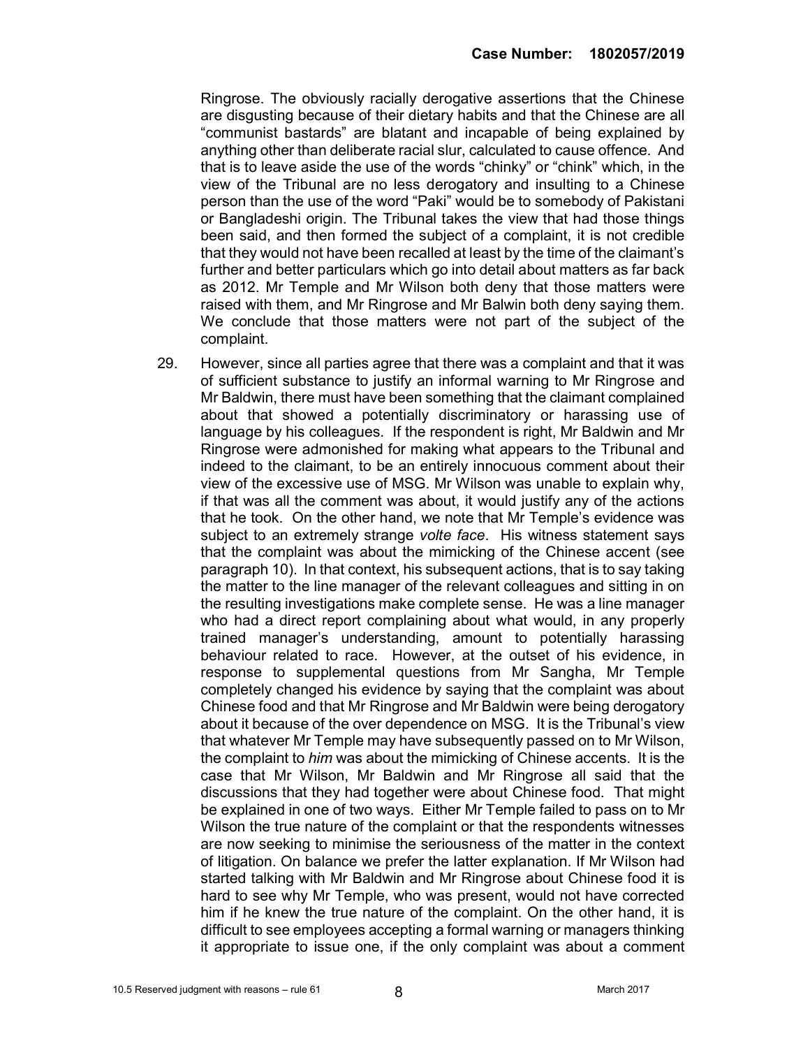Ringrose. The obviously racially derogative assertions that the Chinese are disgusting because of their dietary habits and that the Chinese are all "communist bastards" are blatant and incapable of being explained by anything other than deliberate racial slur, calculated to cause offence. And that is to leave aside the use of the words "chinky" or "chink" which, in the view of the Tribunal are no less derogatory and insulting to a Chinese person than the use of the word "Paki" would be to somebody of Pakistani or Bangladeshi origin. The Tribunal takes the view that had those things been said, and then formed the subject of a complaint, it is not credible that they would not have been recalled at least by the time of the claimant's further and better particulars which go into detail about matters as far back as 2012. Mr Temple and Mr Wilson both deny that those matters were raised with them, and Mr Ringrose and Mr Balwin both deny saying them. We conclude that those matters were not part of the subject of the complaint.

29. However, since all parties agree that there was a complaint and that it was of sufficient substance to justify an informal warning to Mr Ringrose and Mr Baldwin, there must have been something that the claimant complained about that showed a potentially discriminatory or harassing use of language by his colleagues. If the respondent is right, Mr Baldwin and Mr Ringrose were admonished for making what appears to the Tribunal and indeed to the claimant, to be an entirely innocuous comment about their view of the excessive use of MSG. Mr Wilson was unable to explain why, if that was all the comment was about, it would justify any of the actions that he took. On the other hand, we note that Mr Temple's evidence was subject to an extremely strange *volte face*. His witness statement says that the complaint was about the mimicking of the Chinese accent (see paragraph 10). In that context, his subsequent actions, that is to say taking the matter to the line manager of the relevant colleagues and sitting in on the resulting investigations make complete sense. He was a line manager who had a direct report complaining about what would, in any properly trained manager's understanding, amount to potentially harassing behaviour related to race. However, at the outset of his evidence, in response to supplemental questions from Mr Sangha, Mr Temple completely changed his evidence by saying that the complaint was about Chinese food and that Mr Ringrose and Mr Baldwin were being derogatory about it because of the over dependence on MSG. It is the Tribunal's view that whatever Mr Temple may have subsequently passed on to Mr Wilson, the complaint to *him* was about the mimicking of Chinese accents. It is the case that Mr Wilson, Mr Baldwin and Mr Ringrose all said that the discussions that they had together were about Chinese food. That might be explained in one of two ways. Either Mr Temple failed to pass on to Mr Wilson the true nature of the complaint or that the respondents witnesses are now seeking to minimise the seriousness of the matter in the context of litigation. On balance we prefer the latter explanation. If Mr Wilson had started talking with Mr Baldwin and Mr Ringrose about Chinese food it is hard to see why Mr Temple, who was present, would not have corrected him if he knew the true nature of the complaint. On the other hand, it is difficult to see employees accepting a formal warning or managers thinking it appropriate to issue one, if the only complaint was about a comment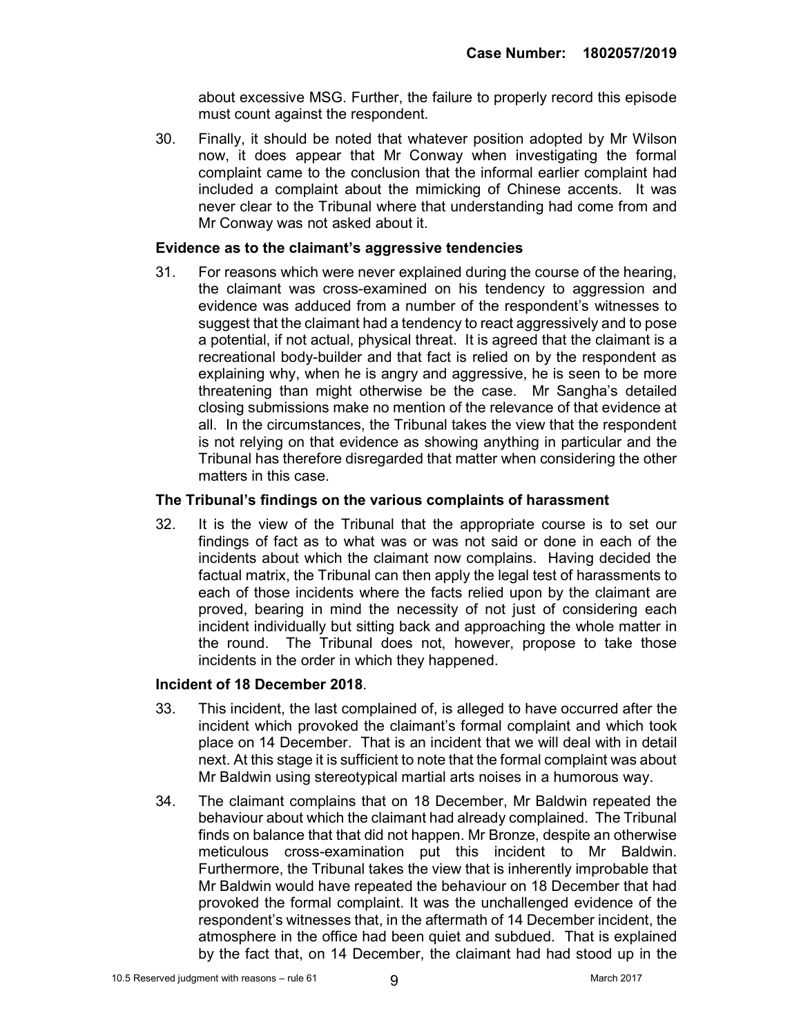about excessive MSG. Further, the failure to properly record this episode must count against the respondent.

30. Finally, it should be noted that whatever position adopted by Mr Wilson now, it does appear that Mr Conway when investigating the formal complaint came to the conclusion that the informal earlier complaint had included a complaint about the mimicking of Chinese accents. It was never clear to the Tribunal where that understanding had come from and Mr Conway was not asked about it.

### Evidence as to the claimant's aggressive tendencies

31. For reasons which were never explained during the course of the hearing, the claimant was cross-examined on his tendency to aggression and evidence was adduced from a number of the respondent's witnesses to suggest that the claimant had a tendency to react aggressively and to pose a potential, if not actual, physical threat. It is agreed that the claimant is a recreational body-builder and that fact is relied on by the respondent as explaining why, when he is angry and aggressive, he is seen to be more threatening than might otherwise be the case. Mr Sangha's detailed closing submissions make no mention of the relevance of that evidence at all. In the circumstances, the Tribunal takes the view that the respondent is not relying on that evidence as showing anything in particular and the Tribunal has therefore disregarded that matter when considering the other matters in this case.

### The Tribunal's findings on the various complaints of harassment

32. It is the view of the Tribunal that the appropriate course is to set our findings of fact as to what was or was not said or done in each of the incidents about which the claimant now complains. Having decided the factual matrix, the Tribunal can then apply the legal test of harassments to each of those incidents where the facts relied upon by the claimant are proved, bearing in mind the necessity of not just of considering each incident individually but sitting back and approaching the whole matter in the round. The Tribunal does not, however, propose to take those incidents in the order in which they happened.

### Incident of 18 December 2018.

33. This incident, the last complained of, is alleged to have occurred after the incident which provoked the claimant's formal complaint and which took place on 14 December. That is an incident that we will deal with in detail next. At this stage it is sufficient to note that the formal complaint was about Mr Baldwin using stereotypical martial arts noises in a humorous way.

34. The claimant complains that on 18 December, Mr Baldwin repeated the behaviour about which the claimant had already complained. The Tribunal finds on balance that that did not happen. Mr Bronze, despite an otherwise meticulous cross-examination put this incident to Mr Baldwin. Furthermore, the Tribunal takes the view that is inherently improbable that Mr Baldwin would have repeated the behaviour on 18 December that had provoked the formal complaint. It was the unchallenged evidence of the respondent's witnesses that, in the aftermath of 14 December incident, the atmosphere in the office had been quiet and subdued. That is explained by the fact that, on 14 December, the claimant had had stood up in the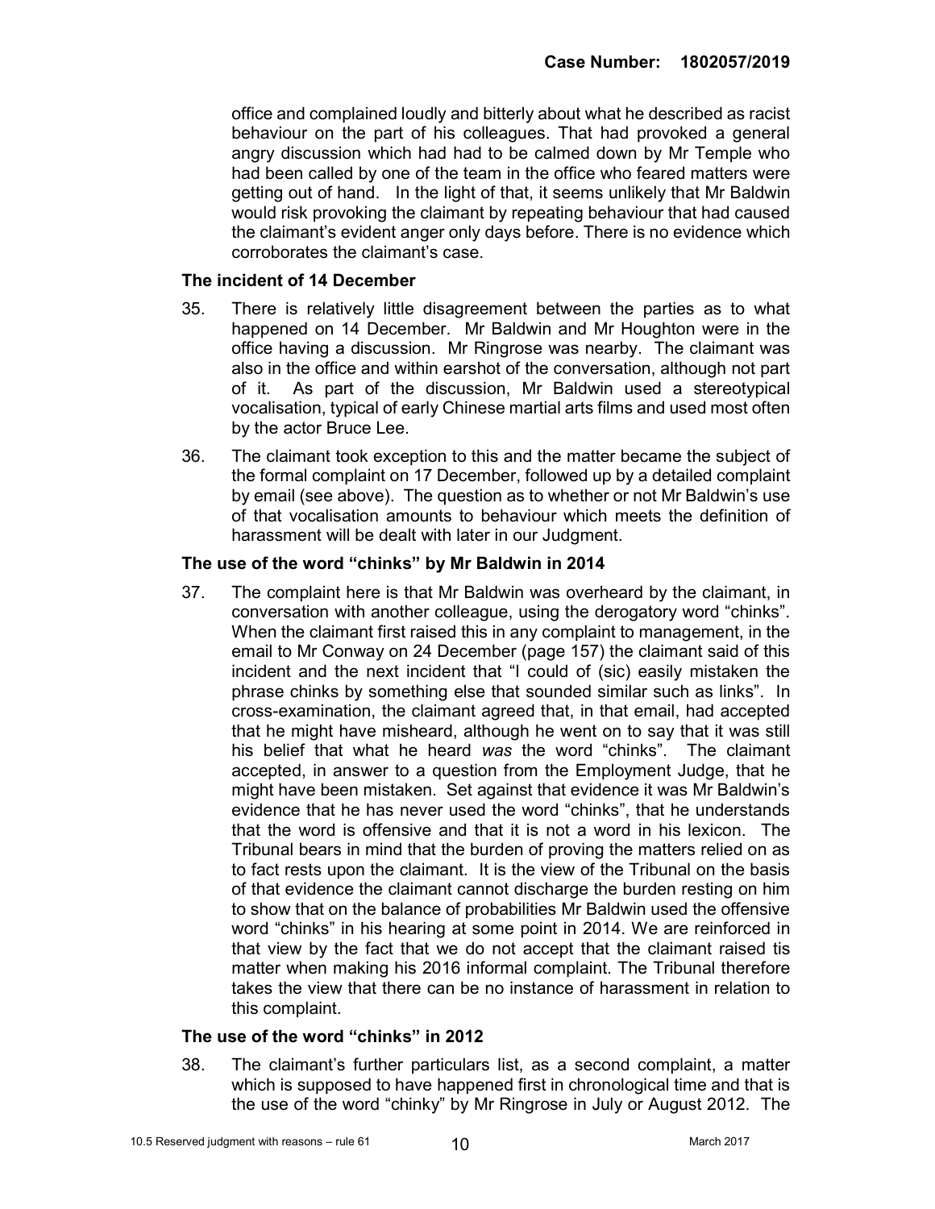office and complained loudly and bitterly about what he described as racist behaviour on the part of his colleagues. That had provoked a general angry discussion which had had to be calmed down by Mr Temple who had been called by one of the team in the office who feared matters were getting out of hand. In the light of that, it seems unlikely that Mr Baldwin would risk provoking the claimant by repeating behaviour that had caused the claimant's evident anger only days before. There is no evidence which corroborates the claimant's case.

**The incident of 14 December**

35. There is relatively little disagreement between the parties as to what happened on 14 December. Mr Baldwin and Mr Houghton were in the office having a discussion. Mr Ringrose was nearby. The claimant was also in the office and within earshot of the conversation, although not part of it. As part of the discussion, Mr Baldwin used a stereotypical vocalisation, typical of early Chinese martial arts films and used most often by the actor Bruce Lee.

36. The claimant took exception to this and the matter became the subject of the formal complaint on 17 December, followed up by a detailed complaint by email (see above). The question as to whether or not Mr Baldwin's use of that vocalisation amounts to behaviour which meets the definition of harassment will be dealt with later in our Judgment.

**The use of the word "chinks" by Mr Baldwin in 2014**

37. The complaint here is that Mr Baldwin was overheard by the claimant, in conversation with another colleague, using the derogatory word "chinks". When the claimant first raised this in any complaint to management, in the email to Mr Conway on 24 December (page 157) the claimant said of this incident and the next incident that "I could of (sic) easily mistaken the phrase chinks by something else that sounded similar such as links". In cross-examination, the claimant agreed that, in that email, had accepted that he might have misheard, although he went on to say that it was still his belief that what he heard *was* the word "chinks". The claimant accepted, in answer to a question from the Employment Judge, that he might have been mistaken. Set against that evidence it was Mr Baldwin's evidence that he has never used the word "chinks", that he understands that the word is offensive and that it is not a word in his lexicon. The Tribunal bears in mind that the burden of proving the matters relied on as to fact rests upon the claimant. It is the view of the Tribunal on the basis of that evidence the claimant cannot discharge the burden resting on him to show that on the balance of probabilities Mr Baldwin used the offensive word "chinks" in his hearing at some point in 2014. We are reinforced in that view by the fact that we do not accept that the claimant raised tis matter when making his 2016 informal complaint. The Tribunal therefore takes the view that there can be no instance of harassment in relation to this complaint.

**The use of the word "chinks" in 2012**

38. The claimant's further particulars list, as a second complaint, a matter which is supposed to have happened first in chronological time and that is the use of the word "chinky" by Mr Ringrose in July or August 2012. The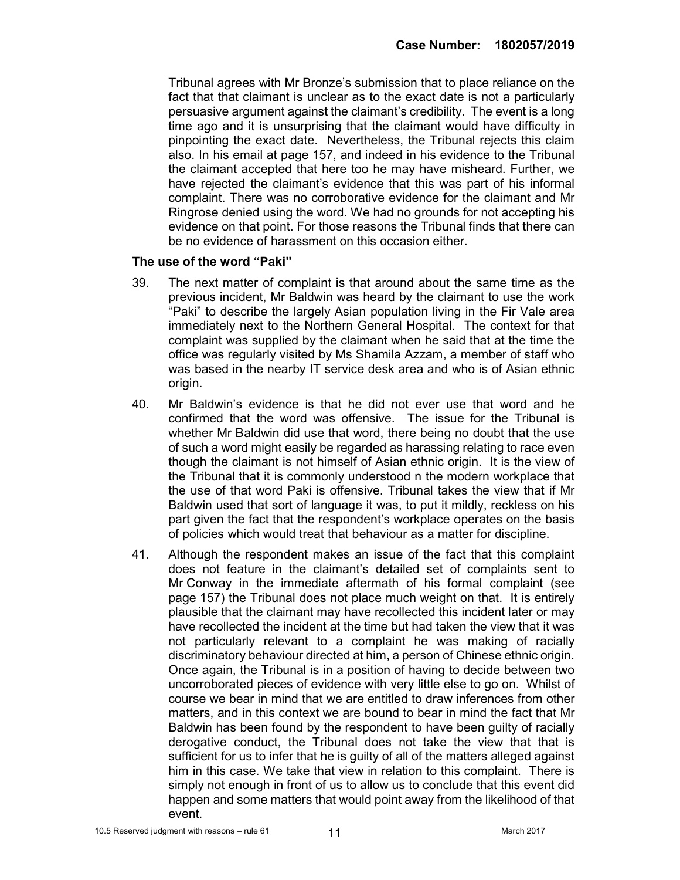Tribunal agrees with Mr Bronze's submission that to place reliance on the fact that that claimant is unclear as to the exact date is not a particularly persuasive argument against the claimant's credibility. The event is a long time ago and it is unsurprising that the claimant would have difficulty in pinpointing the exact date. Nevertheless, the Tribunal rejects this claim also. In his email at page 157, and indeed in his evidence to the Tribunal the claimant accepted that here too he may have misheard. Further, we have rejected the claimant's evidence that this was part of his informal complaint. There was no corroborative evidence for the claimant and Mr Ringrose denied using the word. We had no grounds for not accepting his evidence on that point. For those reasons the Tribunal finds that there can be no evidence of harassment on this occasion either.

**The use of the word "Paki"**

39. The next matter of complaint is that around about the same time as the previous incident, Mr Baldwin was heard by the claimant to use the work "Paki" to describe the largely Asian population living in the Fir Vale area immediately next to the Northern General Hospital. The context for that complaint was supplied by the claimant when he said that at the time the office was regularly visited by Ms Shamila Azzam, a member of staff who was based in the nearby IT service desk area and who is of Asian ethnic origin.

40. Mr Baldwin's evidence is that he did not ever use that word and he confirmed that the word was offensive. The issue for the Tribunal is whether Mr Baldwin did use that word, there being no doubt that the use of such a word might easily be regarded as harassing relating to race even though the claimant is not himself of Asian ethnic origin. It is the view of the Tribunal that it is commonly understood n the modern workplace that the use of that word Paki is offensive. Tribunal takes the view that if Mr Baldwin used that sort of language it was, to put it mildly, reckless on his part given the fact that the respondent's workplace operates on the basis of policies which would treat that behaviour as a matter for discipline.

41. Although the respondent makes an issue of the fact that this complaint does not feature in the claimant's detailed set of complaints sent to Mr Conway in the immediate aftermath of his formal complaint (see page 157) the Tribunal does not place much weight on that. It is entirely plausible that the claimant may have recollected this incident later or may have recollected the incident at the time but had taken the view that it was not particularly relevant to a complaint he was making of racially discriminatory behaviour directed at him, a person of Chinese ethnic origin. Once again, the Tribunal is in a position of having to decide between two uncorroborated pieces of evidence with very little else to go on. Whilst of course we bear in mind that we are entitled to draw inferences from other matters, and in this context we are bound to bear in mind the fact that Mr Baldwin has been found by the respondent to have been guilty of racially derogative conduct, the Tribunal does not take the view that that is sufficient for us to infer that he is guilty of all of the matters alleged against him in this case. We take that view in relation to this complaint. There is simply not enough in front of us to allow us to conclude that this event did happen and some matters that would point away from the likelihood of that event.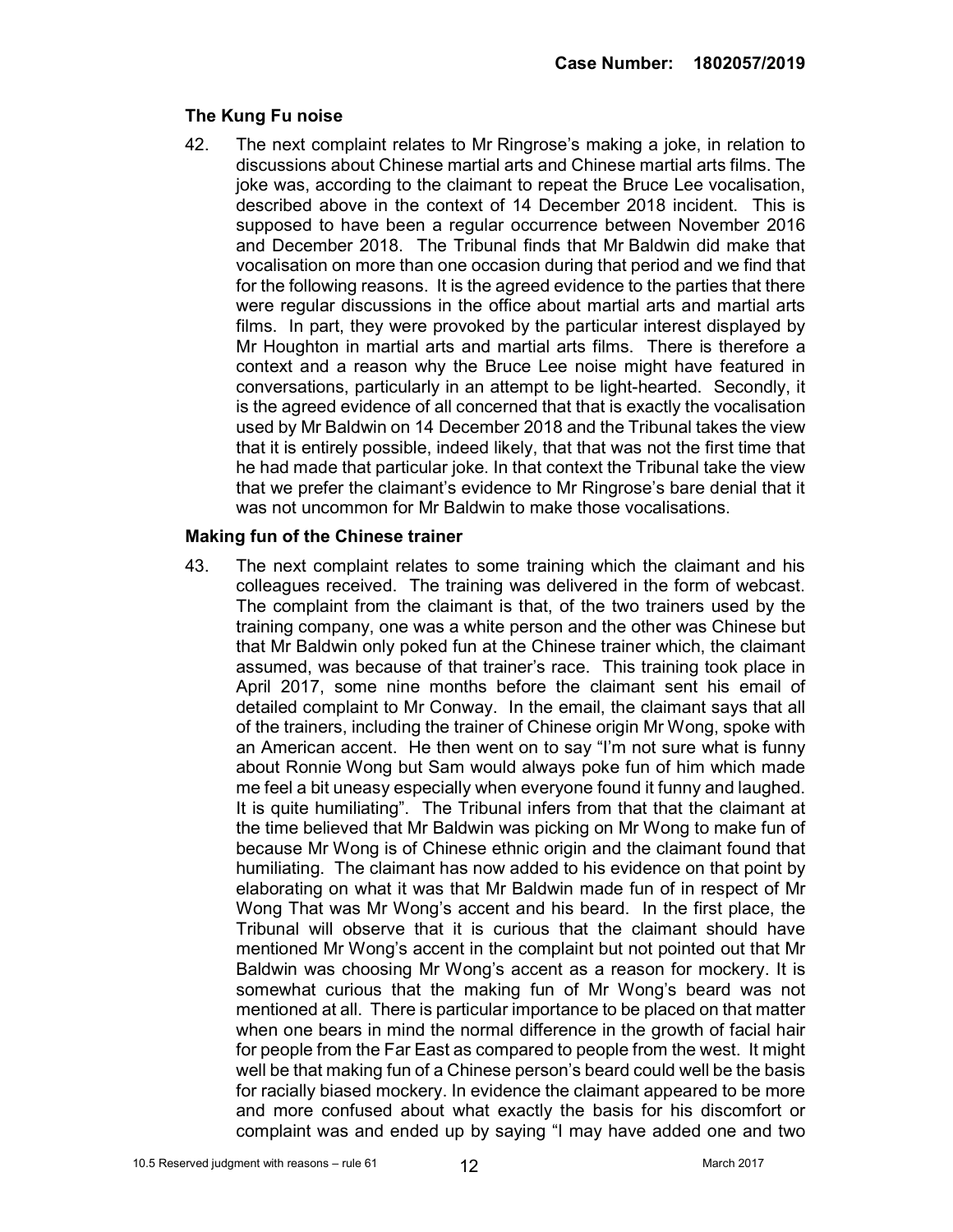### The Kung Fu noise

42. The next complaint relates to Mr Ringrose's making a joke, in relation to discussions about Chinese martial arts and Chinese martial arts films. The joke was, according to the claimant to repeat the Bruce Lee vocalisation, described above in the context of 14 December 2018 incident. This is supposed to have been a regular occurrence between November 2016 and December 2018. The Tribunal finds that Mr Baldwin did make that vocalisation on more than one occasion during that period and we find that for the following reasons. It is the agreed evidence to the parties that there were regular discussions in the office about martial arts and martial arts films. In part, they were provoked by the particular interest displayed by Mr Houghton in martial arts and martial arts films. There is therefore a context and a reason why the Bruce Lee noise might have featured in conversations, particularly in an attempt to be light-hearted. Secondly, it is the agreed evidence of all concerned that that is exactly the vocalisation used by Mr Baldwin on 14 December 2018 and the Tribunal takes the view that it is entirely possible, indeed likely, that that was not the first time that he had made that particular joke. In that context the Tribunal take the view that we prefer the claimant's evidence to Mr Ringrose's bare denial that it was not uncommon for Mr Baldwin to make those vocalisations.

### Making fun of the Chinese trainer

43. The next complaint relates to some training which the claimant and his colleagues received. The training was delivered in the form of webcast. The complaint from the claimant is that, of the two trainers used by the training company, one was a white person and the other was Chinese but that Mr Baldwin only poked fun at the Chinese trainer which, the claimant assumed, was because of that trainer's race. This training took place in April 2017, some nine months before the claimant sent his email of detailed complaint to Mr Conway. In the email, the claimant says that all of the trainers, including the trainer of Chinese origin Mr Wong, spoke with an American accent. He then went on to say "I'm not sure what is funny about Ronnie Wong but Sam would always poke fun of him which made me feel a bit uneasy especially when everyone found it funny and laughed. It is quite humiliating". The Tribunal infers from that that the claimant at the time believed that Mr Baldwin was picking on Mr Wong to make fun of because Mr Wong is of Chinese ethnic origin and the claimant found that humiliating. The claimant has now added to his evidence on that point by elaborating on what it was that Mr Baldwin made fun of in respect of Mr Wong That was Mr Wong's accent and his beard. In the first place, the Tribunal will observe that it is curious that the claimant should have mentioned Mr Wong's accent in the complaint but not pointed out that Mr Baldwin was choosing Mr Wong's accent as a reason for mockery. It is somewhat curious that the making fun of Mr Wong's beard was not mentioned at all. There is particular importance to be placed on that matter when one bears in mind the normal difference in the growth of facial hair for people from the Far East as compared to people from the west. It might well be that making fun of a Chinese person's beard could well be the basis for racially biased mockery. In evidence the claimant appeared to be more and more confused about what exactly the basis for his discomfort or complaint was and ended up by saying "I may have added one and two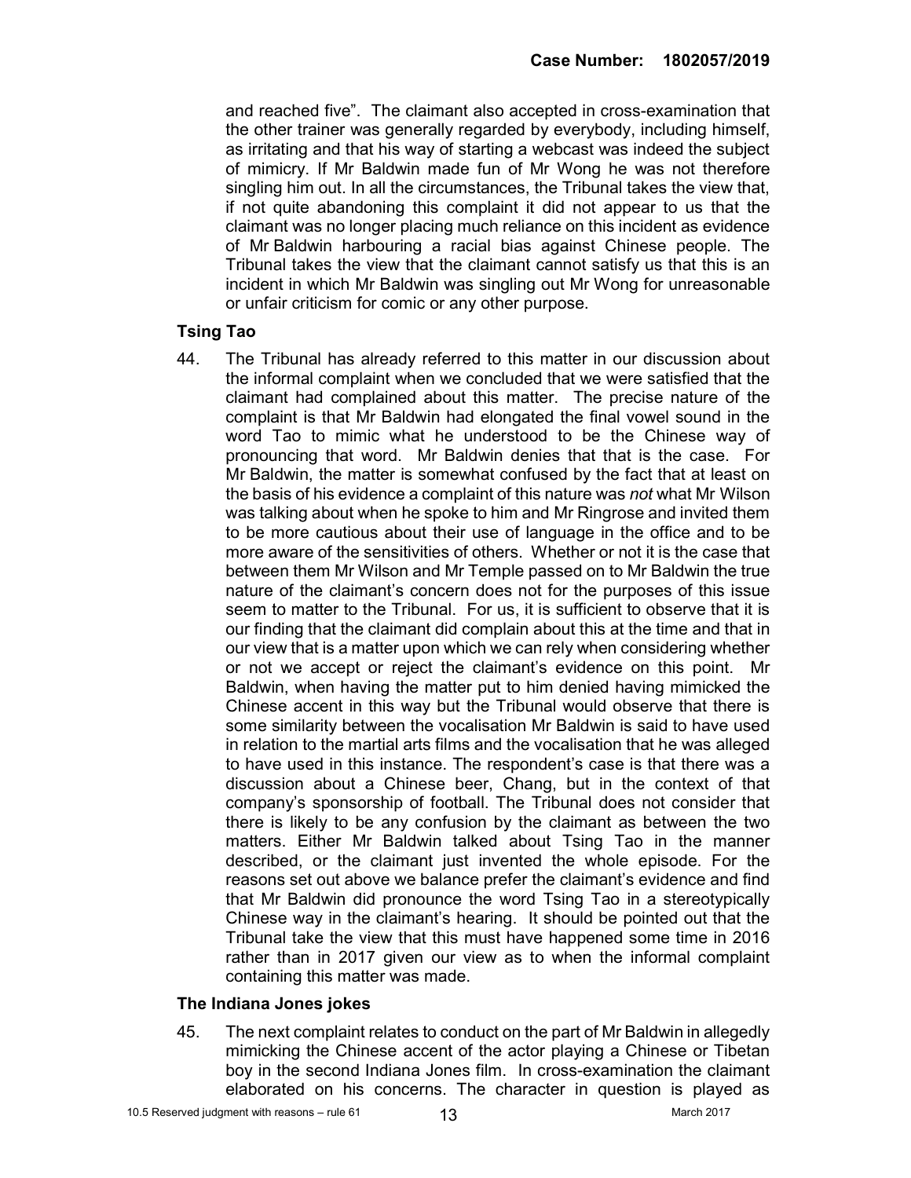and reached five". The claimant also accepted in cross-examination that the other trainer was generally regarded by everybody, including himself, as irritating and that his way of starting a webcast was indeed the subject of mimicry. If Mr Baldwin made fun of Mr Wong he was not therefore singling him out. In all the circumstances, the Tribunal takes the view that, if not quite abandoning this complaint it did not appear to us that the claimant was no longer placing much reliance on this incident as evidence of Mr Baldwin harbouring a racial bias against Chinese people. The Tribunal takes the view that the claimant cannot satisfy us that this is an incident in which Mr Baldwin was singling out Mr Wong for unreasonable or unfair criticism for comic or any other purpose.

### Tsing Tao

44. The Tribunal has already referred to this matter in our discussion about the informal complaint when we concluded that we were satisfied that the claimant had complained about this matter. The precise nature of the complaint is that Mr Baldwin had elongated the final vowel sound in the word Tao to mimic what he understood to be the Chinese way of pronouncing that word. Mr Baldwin denies that that is the case. For Mr Baldwin, the matter is somewhat confused by the fact that at least on the basis of his evidence a complaint of this nature was *not* what Mr Wilson was talking about when he spoke to him and Mr Ringrose and invited them to be more cautious about their use of language in the office and to be more aware of the sensitivities of others. Whether or not it is the case that between them Mr Wilson and Mr Temple passed on to Mr Baldwin the true nature of the claimant's concern does not for the purposes of this issue seem to matter to the Tribunal. For us, it is sufficient to observe that it is our finding that the claimant did complain about this at the time and that in our view that is a matter upon which we can rely when considering whether or not we accept or reject the claimant's evidence on this point. Mr Baldwin, when having the matter put to him denied having mimicked the Chinese accent in this way but the Tribunal would observe that there is some similarity between the vocalisation Mr Baldwin is said to have used in relation to the martial arts films and the vocalisation that he was alleged to have used in this instance. The respondent's case is that there was a discussion about a Chinese beer, Chang, but in the context of that company's sponsorship of football. The Tribunal does not consider that there is likely to be any confusion by the claimant as between the two matters. Either Mr Baldwin talked about Tsing Tao in the manner described, or the claimant just invented the whole episode. For the reasons set out above we balance prefer the claimant's evidence and find that Mr Baldwin did pronounce the word Tsing Tao in a stereotypically Chinese way in the claimant's hearing. It should be pointed out that the Tribunal take the view that this must have happened some time in 2016 rather than in 2017 given our view as to when the informal complaint containing this matter was made.

### The Indiana Jones jokes

45. The next complaint relates to conduct on the part of Mr Baldwin in allegedly mimicking the Chinese accent of the actor playing a Chinese or Tibetan boy in the second Indiana Jones film. In cross-examination the claimant elaborated on his concerns. The character in question is played as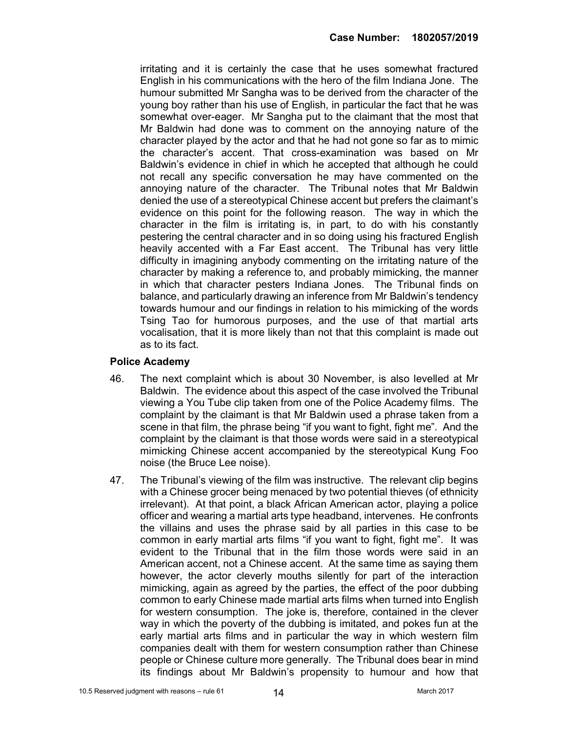irritating and it is certainly the case that he uses somewhat fractured English in his communications with the hero of the film Indiana Jone. The humour submitted Mr Sangha was to be derived from the character of the young boy rather than his use of English, in particular the fact that he was somewhat over-eager. Mr Sangha put to the claimant that the most that Mr Baldwin had done was to comment on the annoying nature of the character played by the actor and that he had not gone so far as to mimic the character's accent. That cross-examination was based on Mr Baldwin's evidence in chief in which he accepted that although he could not recall any specific conversation he may have commented on the annoying nature of the character. The Tribunal notes that Mr Baldwin denied the use of a stereotypical Chinese accent but prefers the claimant's evidence on this point for the following reason. The way in which the character in the film is irritating is, in part, to do with his constantly pestering the central character and in so doing using his fractured English heavily accented with a Far East accent. The Tribunal has very little difficulty in imagining anybody commenting on the irritating nature of the character by making a reference to, and probably mimicking, the manner in which that character pesters Indiana Jones. The Tribunal finds on balance, and particularly drawing an inference from Mr Baldwin's tendency towards humour and our findings in relation to his mimicking of the words Tsing Tao for humorous purposes, and the use of that martial arts vocalisation, that it is more likely than not that this complaint is made out as to its fact.

**Police Academy**

46. The next complaint which is about 30 November, is also levelled at Mr Baldwin. The evidence about this aspect of the case involved the Tribunal viewing a You Tube clip taken from one of the Police Academy films. The complaint by the claimant is that Mr Baldwin used a phrase taken from a scene in that film, the phrase being "if you want to fight, fight me". And the complaint by the claimant is that those words were said in a stereotypical mimicking Chinese accent accompanied by the stereotypical Kung Foo noise (the Bruce Lee noise).

47. The Tribunal's viewing of the film was instructive. The relevant clip begins with a Chinese grocer being menaced by two potential thieves (of ethnicity irrelevant). At that point, a black African American actor, playing a police officer and wearing a martial arts type headband, intervenes. He confronts the villains and uses the phrase said by all parties in this case to be common in early martial arts films "if you want to fight, fight me". It was evident to the Tribunal that in the film those words were said in an American accent, not a Chinese accent. At the same time as saying them however, the actor cleverly mouths silently for part of the interaction mimicking, again as agreed by the parties, the effect of the poor dubbing common to early Chinese made martial arts films when turned into English for western consumption. The joke is, therefore, contained in the clever way in which the poverty of the dubbing is imitated, and pokes fun at the early martial arts films and in particular the way in which western film companies dealt with them for western consumption rather than Chinese people or Chinese culture more generally. The Tribunal does bear in mind its findings about Mr Baldwin's propensity to humour and how that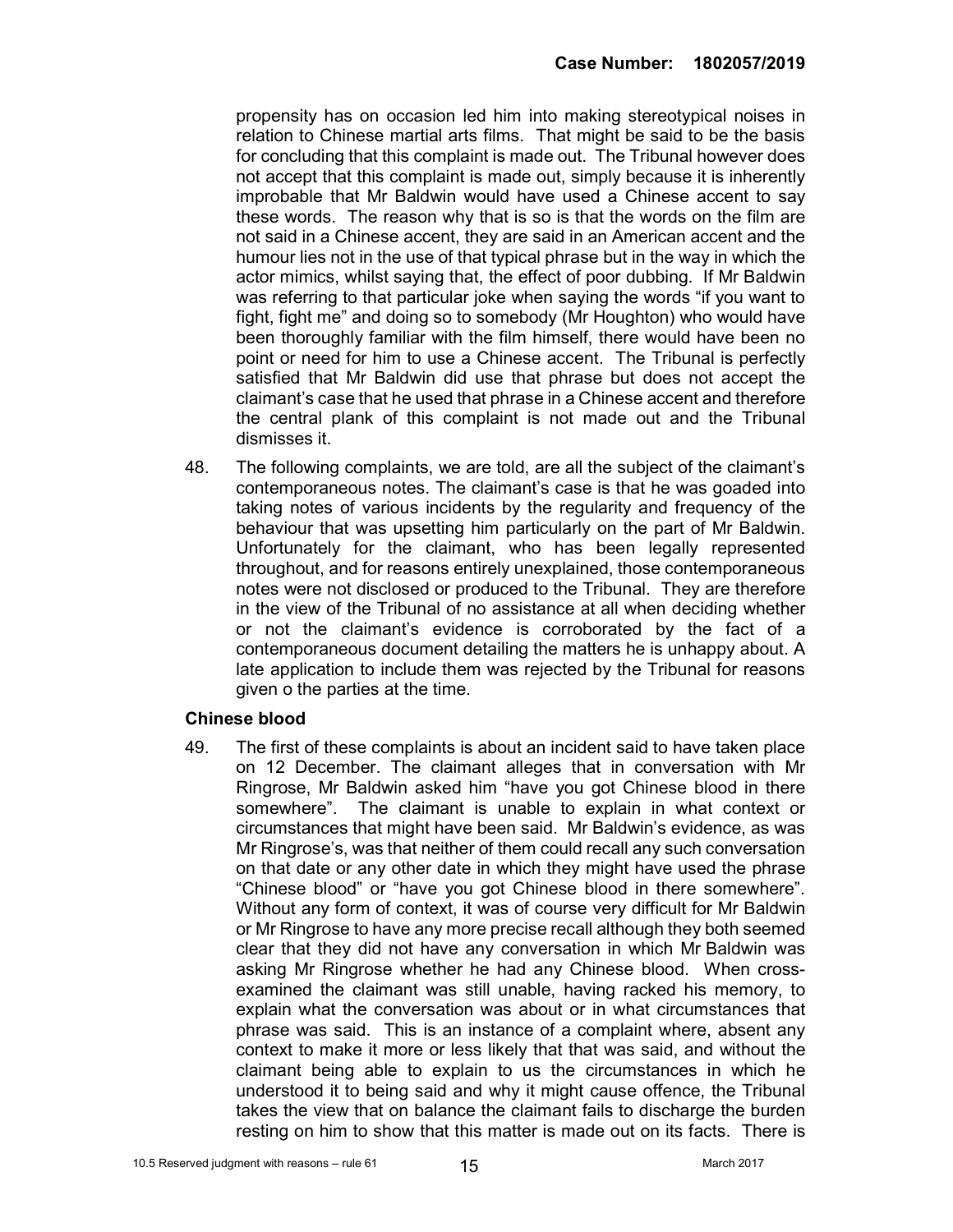propensity has on occasion led him into making stereotypical noises in relation to Chinese martial arts films. That might be said to be the basis for concluding that this complaint is made out. The Tribunal however does not accept that this complaint is made out, simply because it is inherently improbable that Mr Baldwin would have used a Chinese accent to say these words. The reason why that is so is that the words on the film are not said in a Chinese accent, they are said in an American accent and the humour lies not in the use of that typical phrase but in the way in which the actor mimics, whilst saying that, the effect of poor dubbing. If Mr Baldwin was referring to that particular joke when saying the words "if you want to fight, fight me" and doing so to somebody (Mr Houghton) who would have been thoroughly familiar with the film himself, there would have been no point or need for him to use a Chinese accent. The Tribunal is perfectly satisfied that Mr Baldwin did use that phrase but does not accept the claimant's case that he used that phrase in a Chinese accent and therefore the central plank of this complaint is not made out and the Tribunal dismisses it.

48. The following complaints, we are told, are all the subject of the claimant's contemporaneous notes. The claimant's case is that he was goaded into taking notes of various incidents by the regularity and frequency of the behaviour that was upsetting him particularly on the part of Mr Baldwin. Unfortunately for the claimant, who has been legally represented throughout, and for reasons entirely unexplained, those contemporaneous notes were not disclosed or produced to the Tribunal. They are therefore in the view of the Tribunal of no assistance at all when deciding whether or not the claimant's evidence is corroborated by the fact of a contemporaneous document detailing the matters he is unhappy about. A late application to include them was rejected by the Tribunal for reasons given o the parties at the time.

**Chinese blood**

49. The first of these complaints is about an incident said to have taken place on 12 December. The claimant alleges that in conversation with Mr Ringrose, Mr Baldwin asked him "have you got Chinese blood in there somewhere". The claimant is unable to explain in what context or circumstances that might have been said. Mr Baldwin's evidence, as was Mr Ringrose's, was that neither of them could recall any such conversation on that date or any other date in which they might have used the phrase "Chinese blood" or "have you got Chinese blood in there somewhere". Without any form of context, it was of course very difficult for Mr Baldwin or Mr Ringrose to have any more precise recall although they both seemed clear that they did not have any conversation in which Mr Baldwin was asking Mr Ringrose whether he had any Chinese blood. When cross-examined the claimant was still unable, having racked his memory, to explain what the conversation was about or in what circumstances that phrase was said. This is an instance of a complaint where, absent any context to make it more or less likely that that was said, and without the claimant being able to explain to us the circumstances in which he understood it to being said and why it might cause offence, the Tribunal takes the view that on balance the claimant fails to discharge the burden resting on him to show that this matter is made out on its facts. There is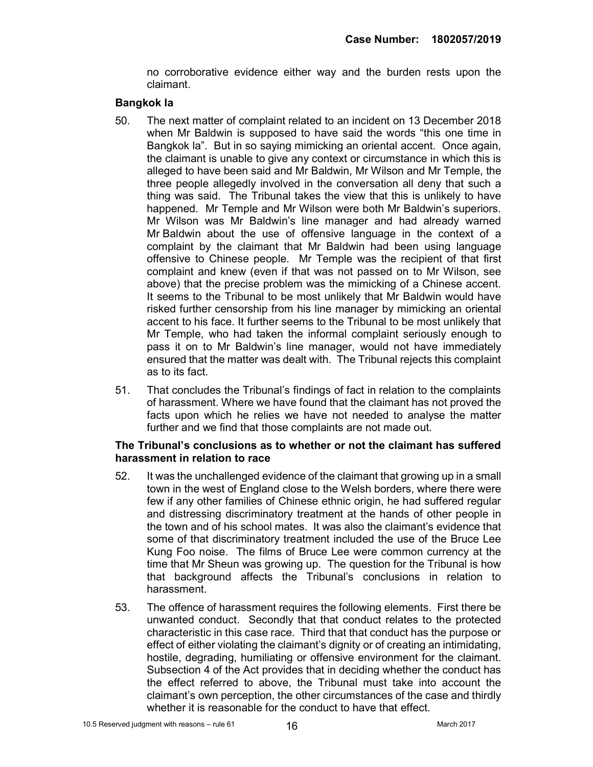no corroborative evidence either way and the burden rests upon the claimant.

**Bangkok la**

50. The next matter of complaint related to an incident on 13 December 2018 when Mr Baldwin is supposed to have said the words "this one time in Bangkok la". But in so saying mimicking an oriental accent. Once again, the claimant is unable to give any context or circumstance in which this is alleged to have been said and Mr Baldwin, Mr Wilson and Mr Temple, the three people allegedly involved in the conversation all deny that such a thing was said. The Tribunal takes the view that this is unlikely to have happened. Mr Temple and Mr Wilson were both Mr Baldwin's superiors. Mr Wilson was Mr Baldwin's line manager and had already warned Mr Baldwin about the use of offensive language in the context of a complaint by the claimant that Mr Baldwin had been using language offensive to Chinese people. Mr Temple was the recipient of that first complaint and knew (even if that was not passed on to Mr Wilson, see above) that the precise problem was the mimicking of a Chinese accent. It seems to the Tribunal to be most unlikely that Mr Baldwin would have risked further censorship from his line manager by mimicking an oriental accent to his face. It further seems to the Tribunal to be most unlikely that Mr Temple, who had taken the informal complaint seriously enough to pass it on to Mr Baldwin's line manager, would not have immediately ensured that the matter was dealt with. The Tribunal rejects this complaint as to its fact.

51. That concludes the Tribunal's findings of fact in relation to the complaints of harassment. Where we have found that the claimant has not proved the facts upon which he relies we have not needed to analyse the matter further and we find that those complaints are not made out.

**The Tribunal's conclusions as to whether or not the claimant has suffered harassment in relation to race**

52. It was the unchallenged evidence of the claimant that growing up in a small town in the west of England close to the Welsh borders, where there were few if any other families of Chinese ethnic origin, he had suffered regular and distressing discriminatory treatment at the hands of other people in the town and of his school mates. It was also the claimant's evidence that some of that discriminatory treatment included the use of the Bruce Lee Kung Foo noise. The films of Bruce Lee were common currency at the time that Mr Sheun was growing up. The question for the Tribunal is how that background affects the Tribunal's conclusions in relation to harassment.

53. The offence of harassment requires the following elements. First there be unwanted conduct. Secondly that that conduct relates to the protected characteristic in this case race. Third that that conduct has the purpose or effect of either violating the claimant's dignity or of creating an intimidating, hostile, degrading, humiliating or offensive environment for the claimant. Subsection 4 of the Act provides that in deciding whether the conduct has the effect referred to above, the Tribunal must take into account the claimant's own perception, the other circumstances of the case and thirdly whether it is reasonable for the conduct to have that effect.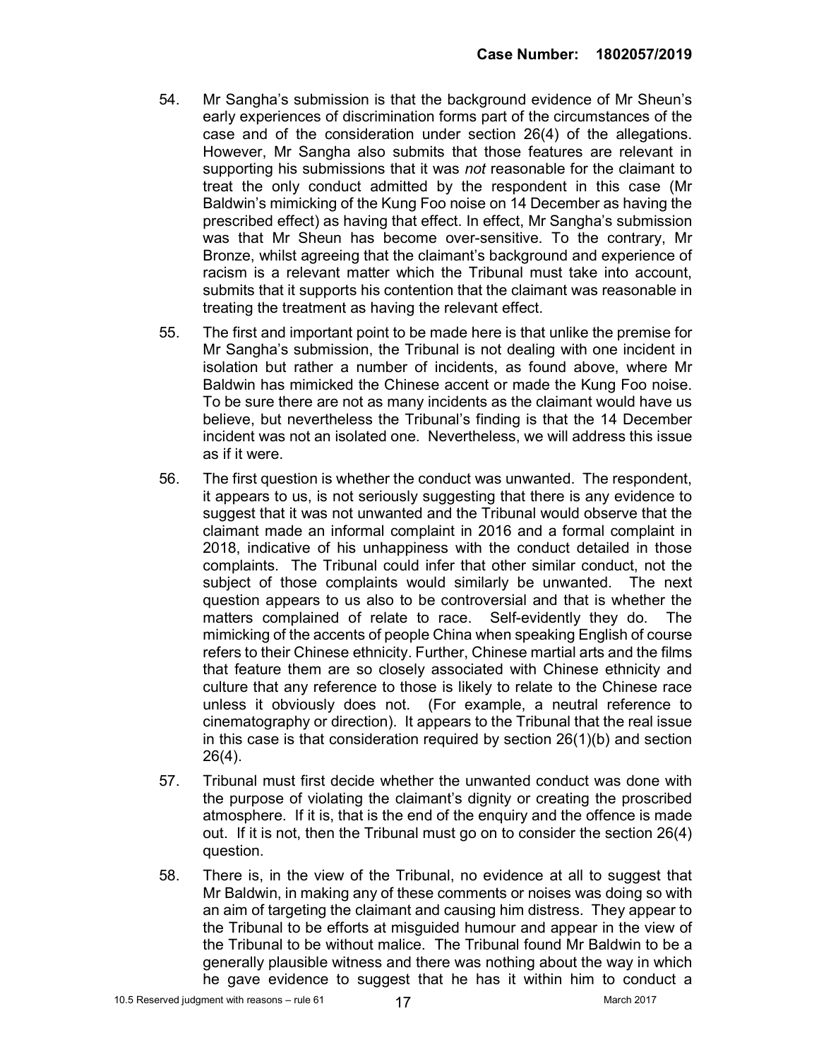54. Mr Sangha's submission is that the background evidence of Mr Sheun's early experiences of discrimination forms part of the circumstances of the case and of the consideration under section 26(4) of the allegations. However, Mr Sangha also submits that those features are relevant in supporting his submissions that it was *not* reasonable for the claimant to treat the only conduct admitted by the respondent in this case (Mr Baldwin's mimicking of the Kung Foo noise on 14 December as having the prescribed effect) as having that effect. In effect, Mr Sangha's submission was that Mr Sheun has become over-sensitive. To the contrary, Mr Bronze, whilst agreeing that the claimant's background and experience of racism is a relevant matter which the Tribunal must take into account, submits that it supports his contention that the claimant was reasonable in treating the treatment as having the relevant effect.

55. The first and important point to be made here is that unlike the premise for Mr Sangha's submission, the Tribunal is not dealing with one incident in isolation but rather a number of incidents, as found above, where Mr Baldwin has mimicked the Chinese accent or made the Kung Foo noise. To be sure there are not as many incidents as the claimant would have us believe, but nevertheless the Tribunal's finding is that the 14 December incident was not an isolated one. Nevertheless, we will address this issue as if it were.

56. The first question is whether the conduct was unwanted. The respondent, it appears to us, is not seriously suggesting that there is any evidence to suggest that it was not unwanted and the Tribunal would observe that the claimant made an informal complaint in 2016 and a formal complaint in 2018, indicative of his unhappiness with the conduct detailed in those complaints. The Tribunal could infer that other similar conduct, not the subject of those complaints would similarly be unwanted. The next question appears to us also to be controversial and that is whether the matters complained of relate to race. Self-evidently they do. The mimicking of the accents of people China when speaking English of course refers to their Chinese ethnicity. Further, Chinese martial arts and the films that feature them are so closely associated with Chinese ethnicity and culture that any reference to those is likely to relate to the Chinese race unless it obviously does not. (For example, a neutral reference to cinematography or direction). It appears to the Tribunal that the real issue in this case is that consideration required by section 26(1)(b) and section 26(4).

57. Tribunal must first decide whether the unwanted conduct was done with the purpose of violating the claimant's dignity or creating the proscribed atmosphere. If it is, that is the end of the enquiry and the offence is made out. If it is not, then the Tribunal must go on to consider the section 26(4) question.

58. There is, in the view of the Tribunal, no evidence at all to suggest that Mr Baldwin, in making any of these comments or noises was doing so with an aim of targeting the claimant and causing him distress. They appear to the Tribunal to be efforts at misguided humour and appear in the view of the Tribunal to be without malice. The Tribunal found Mr Baldwin to be a generally plausible witness and there was nothing about the way in which he gave evidence to suggest that he has it within him to conduct a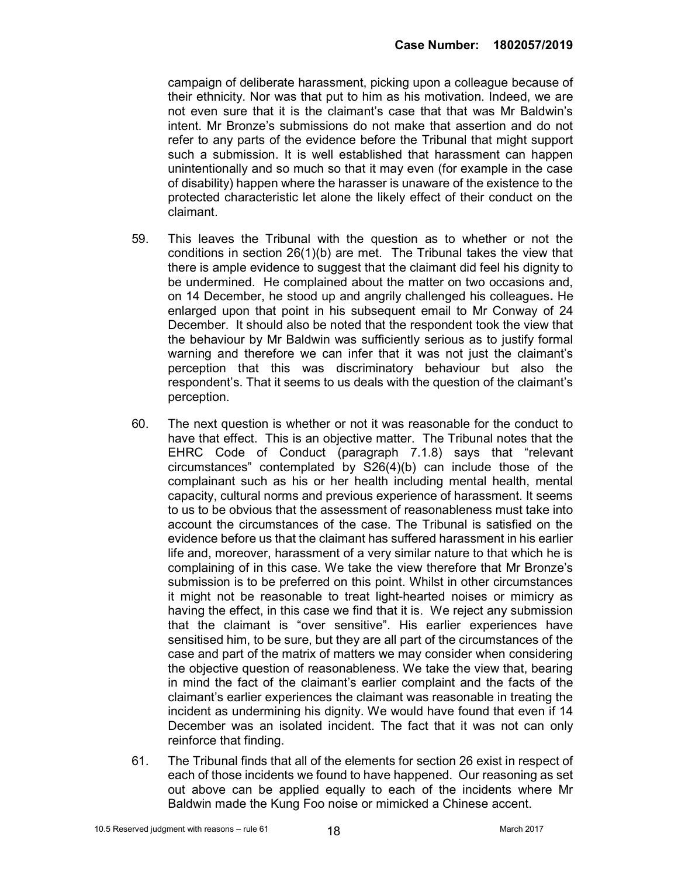campaign of deliberate harassment, picking upon a colleague because of their ethnicity. Nor was that put to him as his motivation. Indeed, we are not even sure that it is the claimant's case that that was Mr Baldwin's intent. Mr Bronze's submissions do not make that assertion and do not refer to any parts of the evidence before the Tribunal that might support such a submission. It is well established that harassment can happen unintentionally and so much so that it may even (for example in the case of disability) happen where the harasser is unaware of the existence to the protected characteristic let alone the likely effect of their conduct on the claimant.

59. This leaves the Tribunal with the question as to whether or not the conditions in section 26(1)(b) are met. The Tribunal takes the view that there is ample evidence to suggest that the claimant did feel his dignity to be undermined. He complained about the matter on two occasions and, on 14 December, he stood up and angrily challenged his colleagues**.** He enlarged upon that point in his subsequent email to Mr Conway of 24 December. It should also be noted that the respondent took the view that the behaviour by Mr Baldwin was sufficiently serious as to justify formal warning and therefore we can infer that it was not just the claimant's perception that this was discriminatory behaviour but also the respondent's. That it seems to us deals with the question of the claimant's perception.

60. The next question is whether or not it was reasonable for the conduct to have that effect. This is an objective matter. The Tribunal notes that the EHRC Code of Conduct (paragraph 7.1.8) says that "relevant circumstances" contemplated by S26(4)(b) can include those of the complainant such as his or her health including mental health, mental capacity, cultural norms and previous experience of harassment. It seems to us to be obvious that the assessment of reasonableness must take into account the circumstances of the case. The Tribunal is satisfied on the evidence before us that the claimant has suffered harassment in his earlier life and, moreover, harassment of a very similar nature to that which he is complaining of in this case. We take the view therefore that Mr Bronze's submission is to be preferred on this point. Whilst in other circumstances it might not be reasonable to treat light-hearted noises or mimicry as having the effect, in this case we find that it is. We reject any submission that the claimant is "over sensitive". His earlier experiences have sensitised him, to be sure, but they are all part of the circumstances of the case and part of the matrix of matters we may consider when considering the objective question of reasonableness. We take the view that, bearing in mind the fact of the claimant's earlier complaint and the facts of the claimant's earlier experiences the claimant was reasonable in treating the incident as undermining his dignity. We would have found that even if 14 December was an isolated incident. The fact that it was not can only reinforce that finding.

61. The Tribunal finds that all of the elements for section 26 exist in respect of each of those incidents we found to have happened. Our reasoning as set out above can be applied equally to each of the incidents where Mr Baldwin made the Kung Foo noise or mimicked a Chinese accent.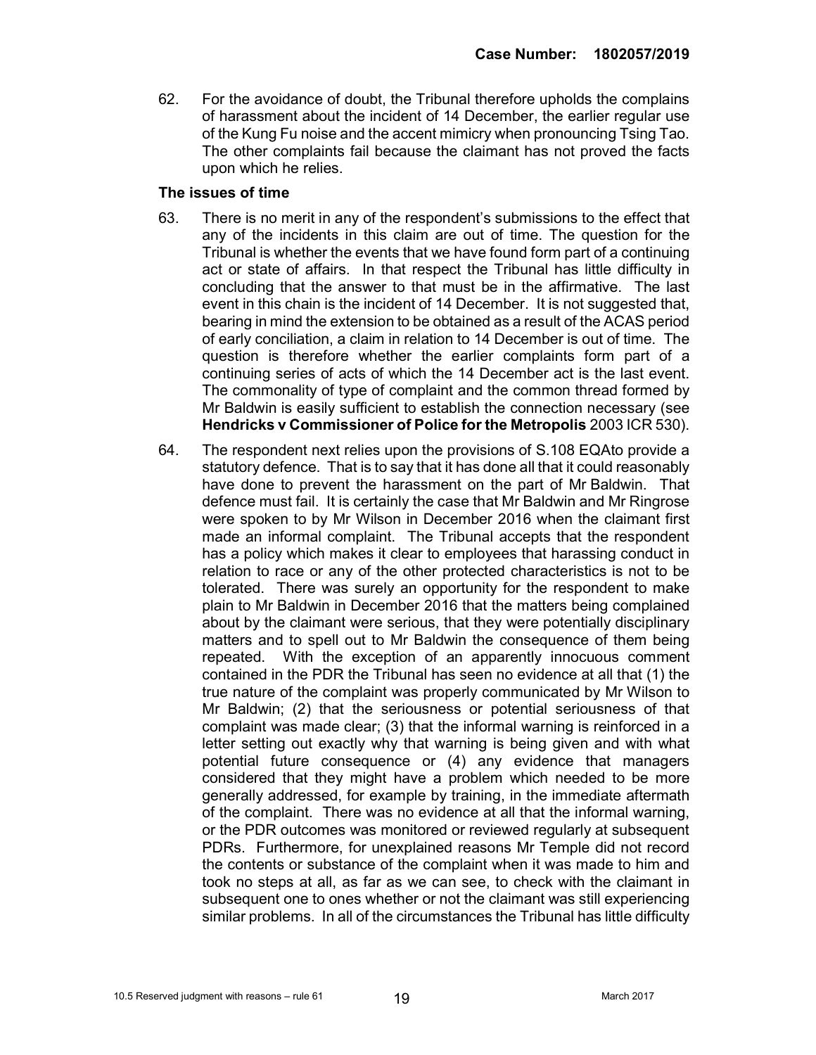62. For the avoidance of doubt, the Tribunal therefore upholds the complains of harassment about the incident of 14 December, the earlier regular use of the Kung Fu noise and the accent mimicry when pronouncing Tsing Tao. The other complaints fail because the claimant has not proved the facts upon which he relies.

### The issues of time

63. There is no merit in any of the respondent's submissions to the effect that any of the incidents in this claim are out of time. The question for the Tribunal is whether the events that we have found form part of a continuing act or state of affairs. In that respect the Tribunal has little difficulty in concluding that the answer to that must be in the affirmative. The last event in this chain is the incident of 14 December. It is not suggested that, bearing in mind the extension to be obtained as a result of the ACAS period of early conciliation, a claim in relation to 14 December is out of time. The question is therefore whether the earlier complaints form part of a continuing series of acts of which the 14 December act is the last event. The commonality of type of complaint and the common thread formed by Mr Baldwin is easily sufficient to establish the connection necessary (see **Hendricks v Commissioner of Police for the Metropolis** 2003 ICR 530).

64. The respondent next relies upon the provisions of S.108 EQAto provide a statutory defence. That is to say that it has done all that it could reasonably have done to prevent the harassment on the part of Mr Baldwin. That defence must fail. It is certainly the case that Mr Baldwin and Mr Ringrose were spoken to by Mr Wilson in December 2016 when the claimant first made an informal complaint. The Tribunal accepts that the respondent has a policy which makes it clear to employees that harassing conduct in relation to race or any of the other protected characteristics is not to be tolerated. There was surely an opportunity for the respondent to make plain to Mr Baldwin in December 2016 that the matters being complained about by the claimant were serious, that they were potentially disciplinary matters and to spell out to Mr Baldwin the consequence of them being repeated. With the exception of an apparently innocuous comment contained in the PDR the Tribunal has seen no evidence at all that (1) the true nature of the complaint was properly communicated by Mr Wilson to Mr Baldwin; (2) that the seriousness or potential seriousness of that complaint was made clear; (3) that the informal warning is reinforced in a letter setting out exactly why that warning is being given and with what potential future consequence or (4) any evidence that managers considered that they might have a problem which needed to be more generally addressed, for example by training, in the immediate aftermath of the complaint. There was no evidence at all that the informal warning, or the PDR outcomes was monitored or reviewed regularly at subsequent PDRs. Furthermore, for unexplained reasons Mr Temple did not record the contents or substance of the complaint when it was made to him and took no steps at all, as far as we can see, to check with the claimant in subsequent one to ones whether or not the claimant was still experiencing similar problems. In all of the circumstances the Tribunal has little difficulty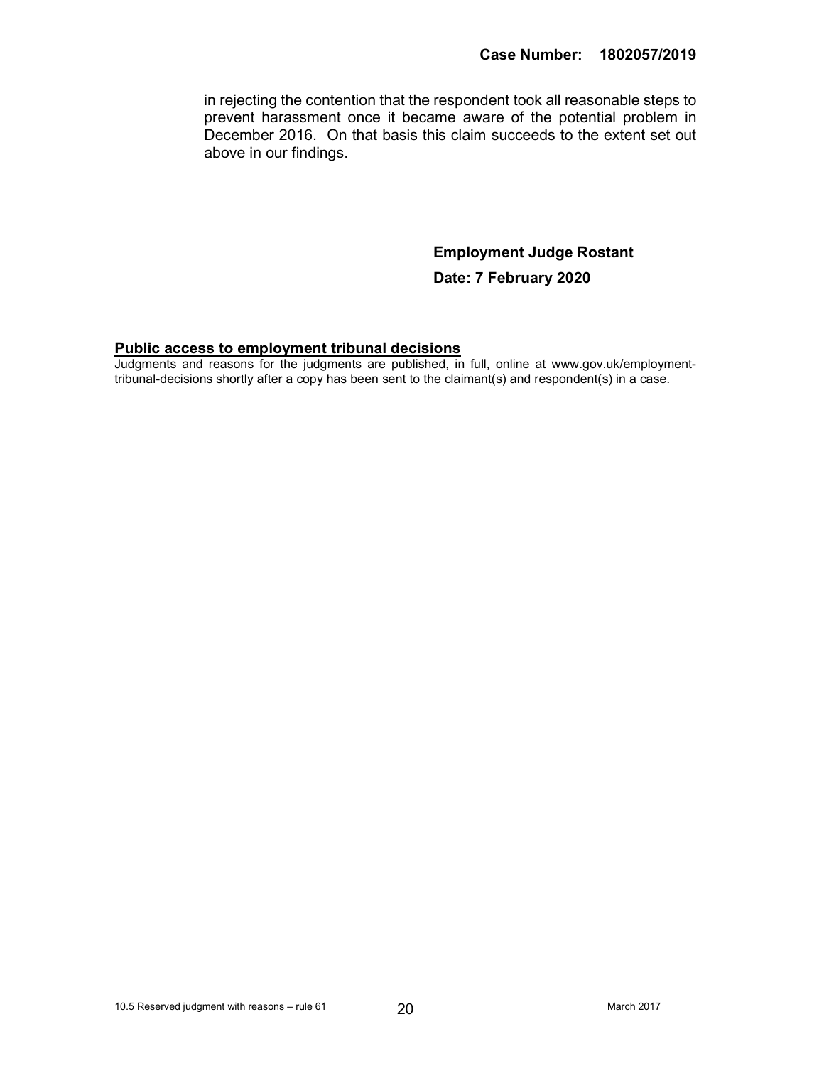in rejecting the contention that the respondent took all reasonable steps to prevent harassment once it became aware of the potential problem in December 2016. On that basis this claim succeeds to the extent set out above in our findings.

**Employment Judge Rostant**

**Date: 7 February 2020**

## Public access to employment tribunal decisions

Judgments and reasons for the judgments are published, in full, online at www.gov.uk/employment-tribunal-decisions shortly after a copy has been sent to the claimant(s) and respondent(s) in a case.